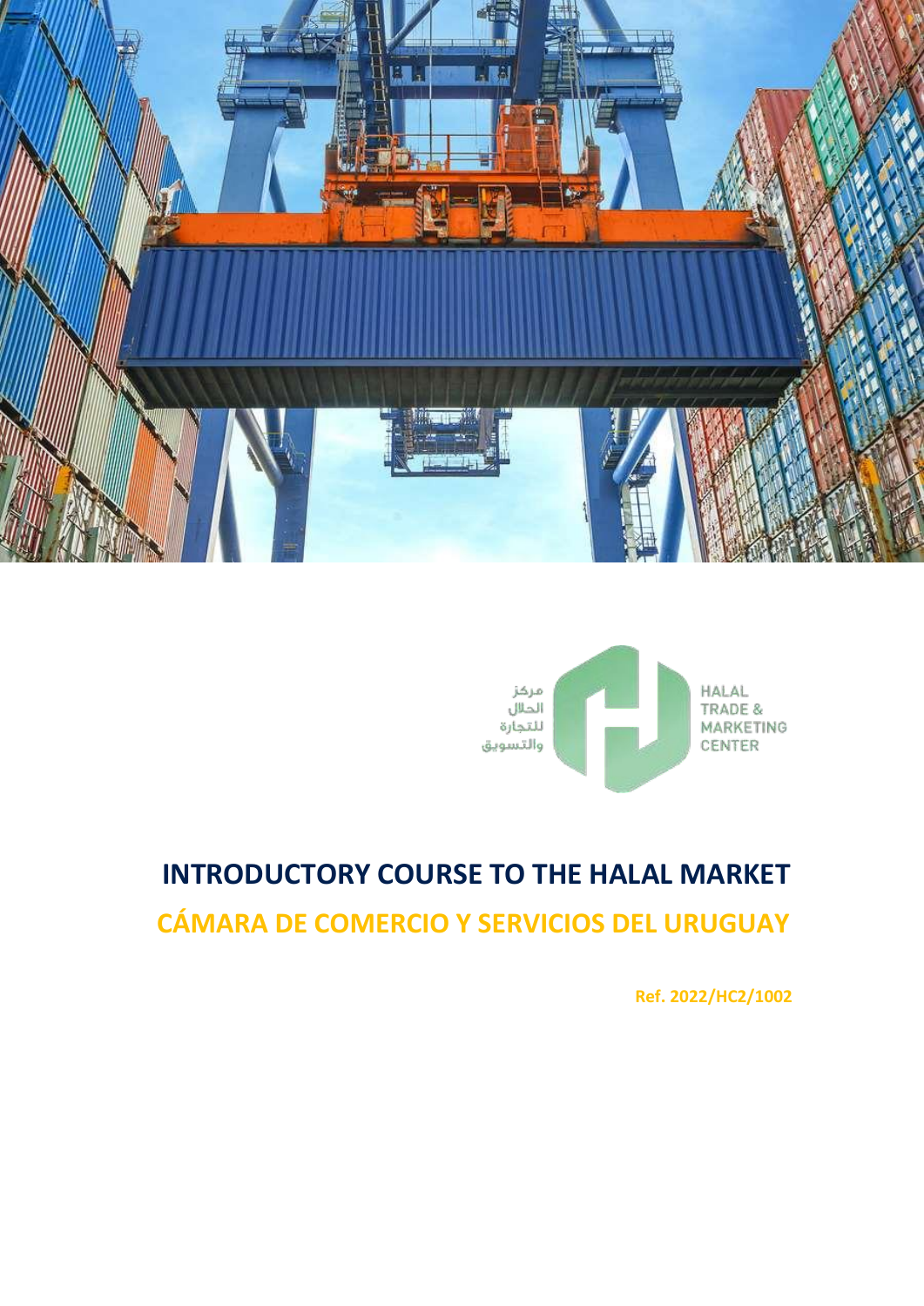مركز الحلال للتجارة والتسويق

HALAL TRADE & MARKETING CENTER

# INTRODUCTORY COURSE TO THE HALAL MARKET

## CÁMARA DE COMERCIO Y SERVICIOS DEL URUGUAY

**Ref. 2022/HC2/1002**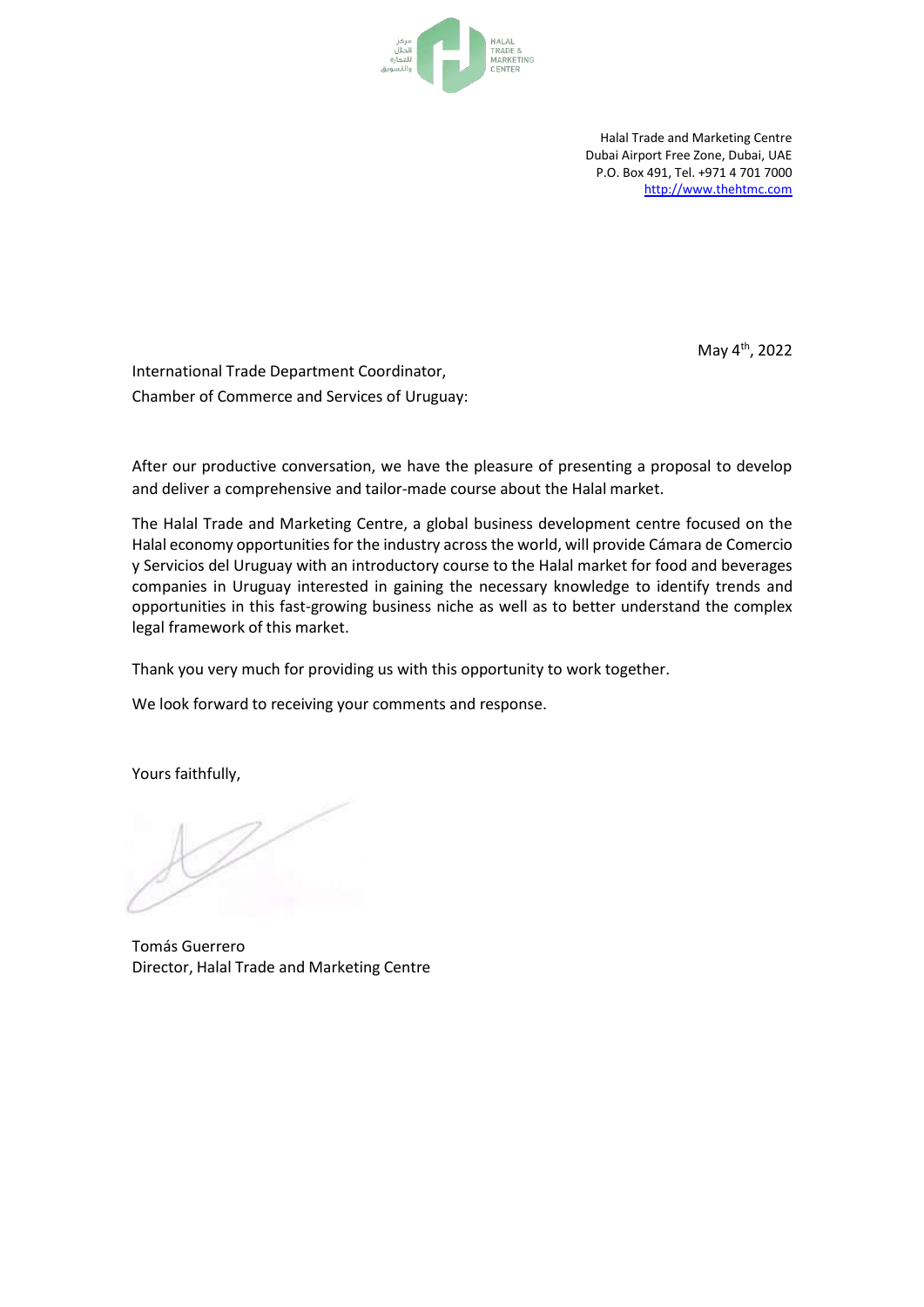Halal Trade and Marketing Centre
Dubai Airport Free Zone, Dubai, UAE
P.O. Box 491, Tel. +971 4 701 7000
http://www.thehtmc.com

May 4th, 2022

International Trade Department Coordinator,
Chamber of Commerce and Services of Uruguay:

After our productive conversation, we have the pleasure of presenting a proposal to develop and deliver a comprehensive and tailor-made course about the Halal market.

The Halal Trade and Marketing Centre, a global business development centre focused on the Halal economy opportunities for the industry across the world, will provide Cámara de Comercio y Servicios del Uruguay with an introductory course to the Halal market for food and beverages companies in Uruguay interested in gaining the necessary knowledge to identify trends and opportunities in this fast-growing business niche as well as to better understand the complex legal framework of this market.

Thank you very much for providing us with this opportunity to work together.

We look forward to receiving your comments and response.

Yours faithfully,

Tomás Guerrero
Director, Halal Trade and Marketing Centre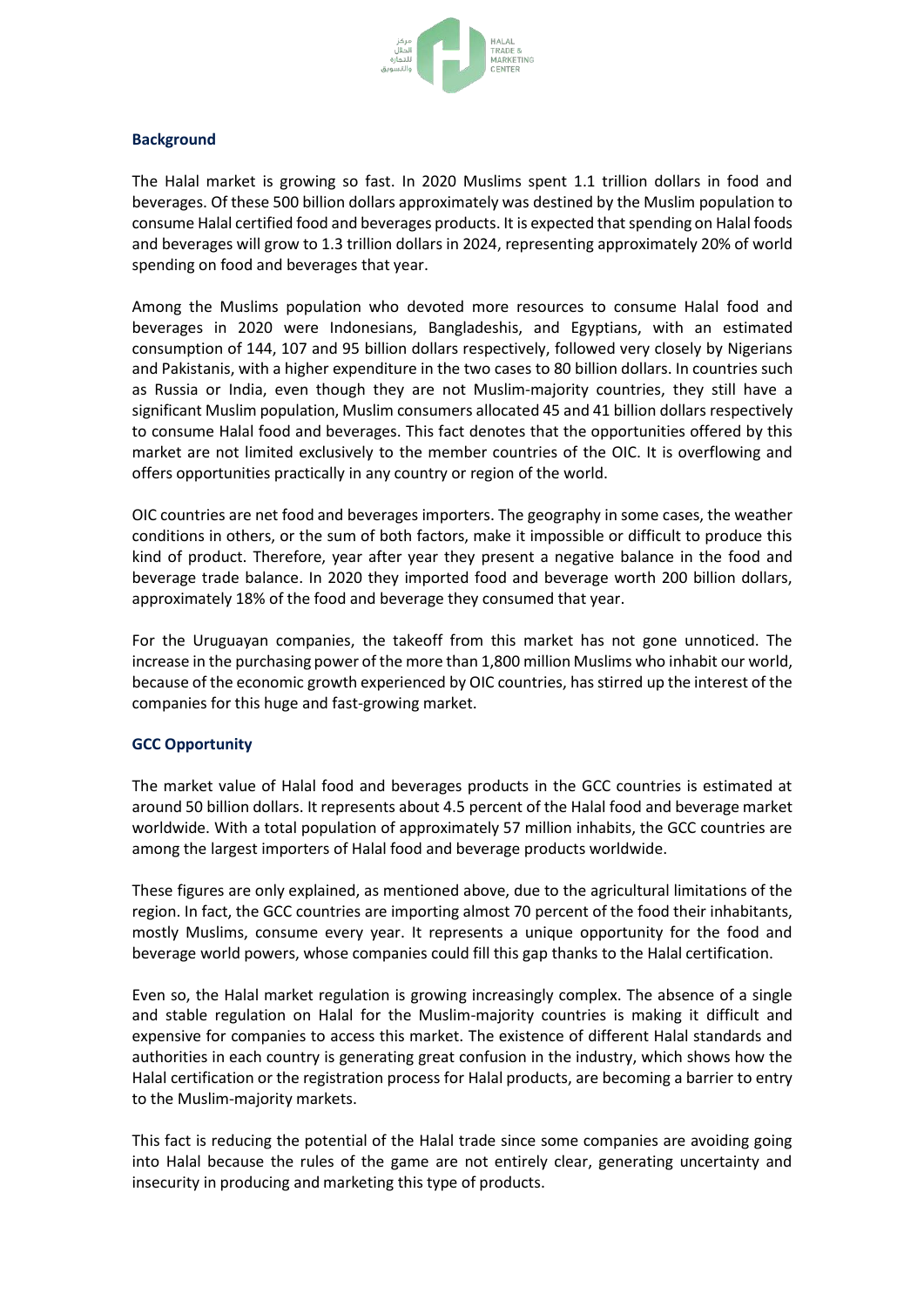## Background

The Halal market is growing so fast. In 2020 Muslims spent 1.1 trillion dollars in food and beverages. Of these 500 billion dollars approximately was destined by the Muslim population to consume Halal certified food and beverages products. It is expected that spending on Halal foods and beverages will grow to 1.3 trillion dollars in 2024, representing approximately 20% of world spending on food and beverages that year.

Among the Muslims population who devoted more resources to consume Halal food and beverages in 2020 were Indonesians, Bangladeshis, and Egyptians, with an estimated consumption of 144, 107 and 95 billion dollars respectively, followed very closely by Nigerians and Pakistanis, with a higher expenditure in the two cases to 80 billion dollars. In countries such as Russia or India, even though they are not Muslim-majority countries, they still have a significant Muslim population, Muslim consumers allocated 45 and 41 billion dollars respectively to consume Halal food and beverages. This fact denotes that the opportunities offered by this market are not limited exclusively to the member countries of the OIC. It is overflowing and offers opportunities practically in any country or region of the world.

OIC countries are net food and beverages importers. The geography in some cases, the weather conditions in others, or the sum of both factors, make it impossible or difficult to produce this kind of product. Therefore, year after year they present a negative balance in the food and beverage trade balance. In 2020 they imported food and beverage worth 200 billion dollars, approximately 18% of the food and beverage they consumed that year.

For the Uruguayan companies, the takeoff from this market has not gone unnoticed. The increase in the purchasing power of the more than 1,800 million Muslims who inhabit our world, because of the economic growth experienced by OIC countries, has stirred up the interest of the companies for this huge and fast-growing market.

## GCC Opportunity

The market value of Halal food and beverages products in the GCC countries is estimated at around 50 billion dollars. It represents about 4.5 percent of the Halal food and beverage market worldwide. With a total population of approximately 57 million inhabits, the GCC countries are among the largest importers of Halal food and beverage products worldwide.

These figures are only explained, as mentioned above, due to the agricultural limitations of the region. In fact, the GCC countries are importing almost 70 percent of the food their inhabitants, mostly Muslims, consume every year. It represents a unique opportunity for the food and beverage world powers, whose companies could fill this gap thanks to the Halal certification.

Even so, the Halal market regulation is growing increasingly complex. The absence of a single and stable regulation on Halal for the Muslim-majority countries is making it difficult and expensive for companies to access this market. The existence of different Halal standards and authorities in each country is generating great confusion in the industry, which shows how the Halal certification or the registration process for Halal products, are becoming a barrier to entry to the Muslim-majority markets.

This fact is reducing the potential of the Halal trade since some companies are avoiding going into Halal because the rules of the game are not entirely clear, generating uncertainty and insecurity in producing and marketing this type of products.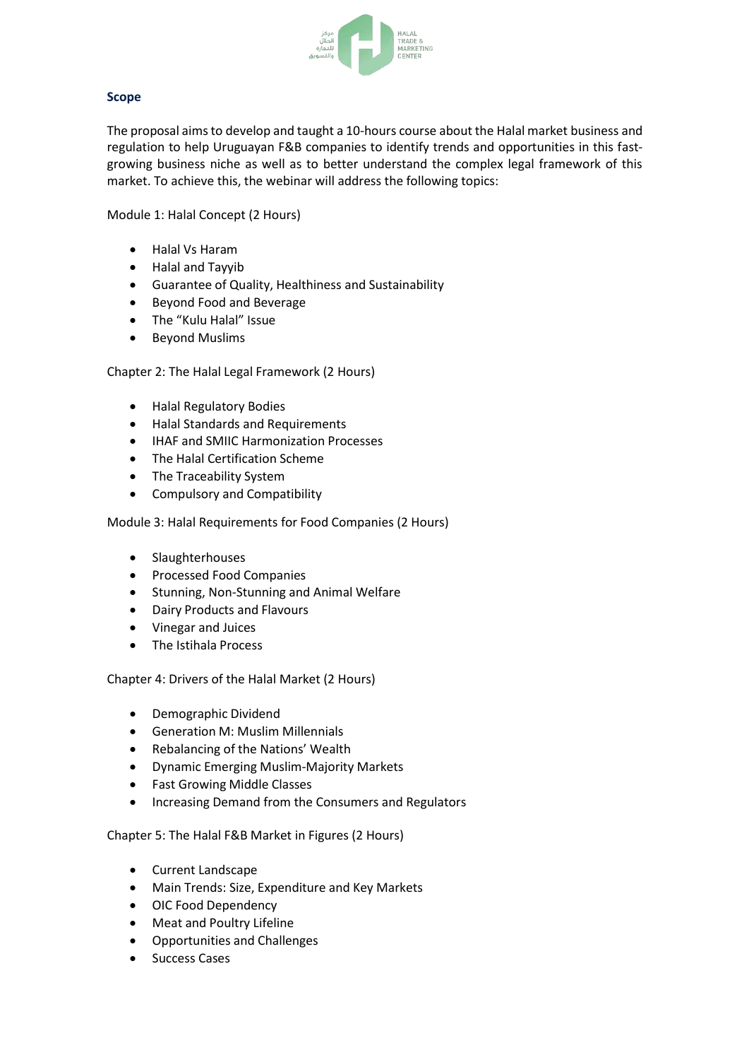## Scope

The proposal aims to develop and taught a 10-hours course about the Halal market business and regulation to help Uruguayan F&B companies to identify trends and opportunities in this fast-growing business niche as well as to better understand the complex legal framework of this market. To achieve this, the webinar will address the following topics:

Module 1: Halal Concept (2 Hours)

- Halal Vs Haram
- Halal and Tayyib
- Guarantee of Quality, Healthiness and Sustainability
- Beyond Food and Beverage
- The "Kulu Halal" Issue
- Beyond Muslims

Chapter 2: The Halal Legal Framework (2 Hours)

- Halal Regulatory Bodies
- Halal Standards and Requirements
- IHAF and SMIIC Harmonization Processes
- The Halal Certification Scheme
- The Traceability System
- Compulsory and Compatibility

Module 3: Halal Requirements for Food Companies (2 Hours)

- Slaughterhouses
- Processed Food Companies
- Stunning, Non-Stunning and Animal Welfare
- Dairy Products and Flavours
- Vinegar and Juices
- The Istihala Process

Chapter 4: Drivers of the Halal Market (2 Hours)

- Demographic Dividend
- Generation M: Muslim Millennials
- Rebalancing of the Nations' Wealth
- Dynamic Emerging Muslim-Majority Markets
- Fast Growing Middle Classes
- Increasing Demand from the Consumers and Regulators

Chapter 5: The Halal F&B Market in Figures (2 Hours)

- Current Landscape
- Main Trends: Size, Expenditure and Key Markets
- OIC Food Dependency
- Meat and Poultry Lifeline
- Opportunities and Challenges
- Success Cases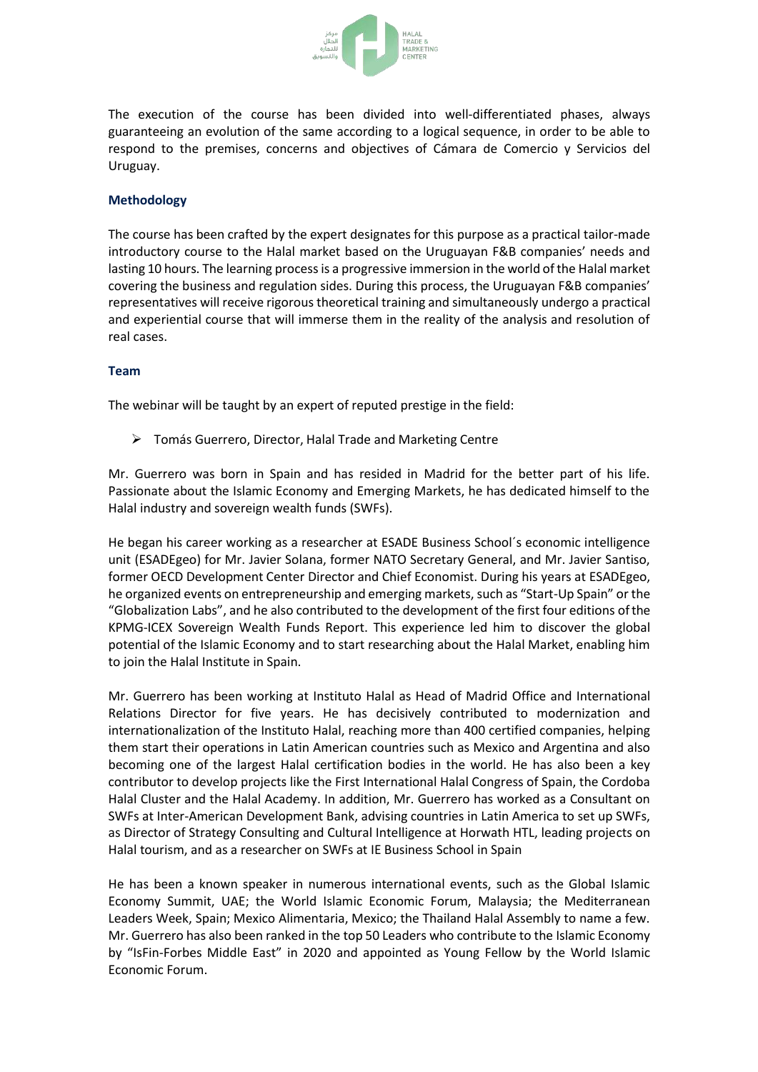The execution of the course has been divided into well-differentiated phases, always guaranteeing an evolution of the same according to a logical sequence, in order to be able to respond to the premises, concerns and objectives of Cámara de Comercio y Servicios del Uruguay.

### Methodology

The course has been crafted by the expert designates for this purpose as a practical tailor-made introductory course to the Halal market based on the Uruguayan F&B companies' needs and lasting 10 hours. The learning process is a progressive immersion in the world of the Halal market covering the business and regulation sides. During this process, the Uruguayan F&B companies' representatives will receive rigorous theoretical training and simultaneously undergo a practical and experiential course that will immerse them in the reality of the analysis and resolution of real cases.

### Team

The webinar will be taught by an expert of reputed prestige in the field:

- Tomás Guerrero, Director, Halal Trade and Marketing Centre

Mr. Guerrero was born in Spain and has resided in Madrid for the better part of his life. Passionate about the Islamic Economy and Emerging Markets, he has dedicated himself to the Halal industry and sovereign wealth funds (SWFs).

He began his career working as a researcher at ESADE Business School´s economic intelligence unit (ESADEgeo) for Mr. Javier Solana, former NATO Secretary General, and Mr. Javier Santiso, former OECD Development Center Director and Chief Economist. During his years at ESADEgeo, he organized events on entrepreneurship and emerging markets, such as "Start-Up Spain" or the "Globalization Labs", and he also contributed to the development of the first four editions of the KPMG-ICEX Sovereign Wealth Funds Report. This experience led him to discover the global potential of the Islamic Economy and to start researching about the Halal Market, enabling him to join the Halal Institute in Spain.

Mr. Guerrero has been working at Instituto Halal as Head of Madrid Office and International Relations Director for five years. He has decisively contributed to modernization and internationalization of the Instituto Halal, reaching more than 400 certified companies, helping them start their operations in Latin American countries such as Mexico and Argentina and also becoming one of the largest Halal certification bodies in the world. He has also been a key contributor to develop projects like the First International Halal Congress of Spain, the Cordoba Halal Cluster and the Halal Academy. In addition, Mr. Guerrero has worked as a Consultant on SWFs at Inter-American Development Bank, advising countries in Latin America to set up SWFs, as Director of Strategy Consulting and Cultural Intelligence at Horwath HTL, leading projects on Halal tourism, and as a researcher on SWFs at IE Business School in Spain

He has been a known speaker in numerous international events, such as the Global Islamic Economy Summit, UAE; the World Islamic Economic Forum, Malaysia; the Mediterranean Leaders Week, Spain; Mexico Alimentaria, Mexico; the Thailand Halal Assembly to name a few. Mr. Guerrero has also been ranked in the top 50 Leaders who contribute to the Islamic Economy by "IsFin-Forbes Middle East" in 2020 and appointed as Young Fellow by the World Islamic Economic Forum.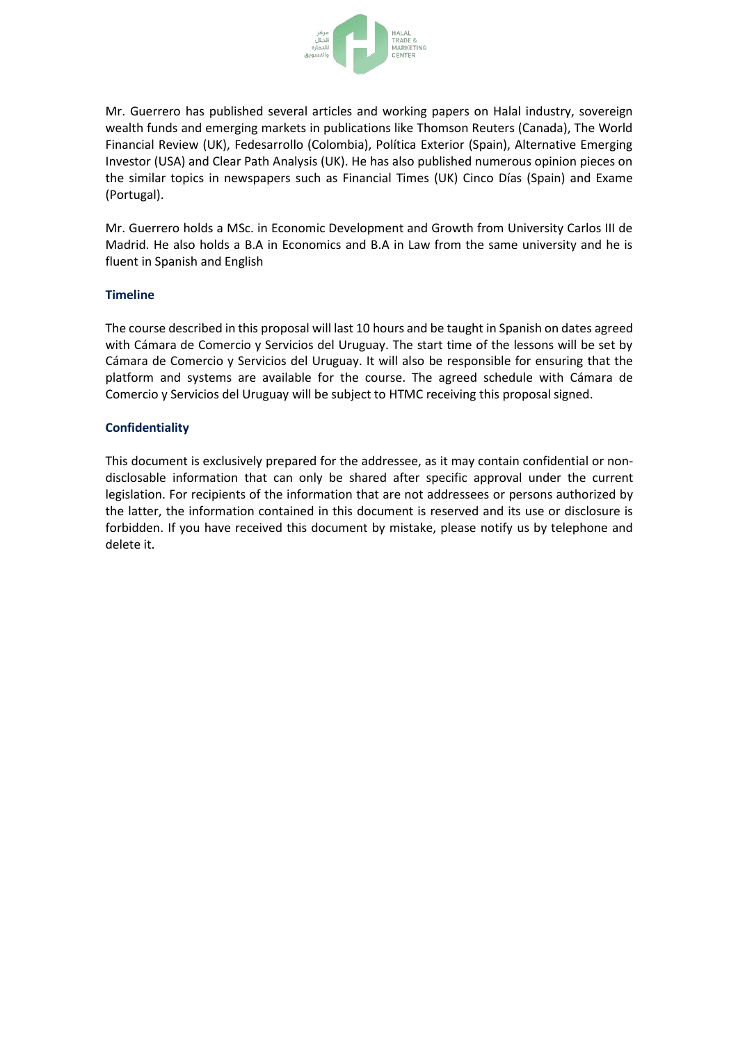Mr. Guerrero has published several articles and working papers on Halal industry, sovereign wealth funds and emerging markets in publications like Thomson Reuters (Canada), The World Financial Review (UK), Fedesarrollo (Colombia), Política Exterior (Spain), Alternative Emerging Investor (USA) and Clear Path Analysis (UK). He has also published numerous opinion pieces on the similar topics in newspapers such as Financial Times (UK) Cinco Días (Spain) and Exame (Portugal).

Mr. Guerrero holds a MSc. in Economic Development and Growth from University Carlos III de Madrid. He also holds a B.A in Economics and B.A in Law from the same university and he is fluent in Spanish and English

## Timeline

The course described in this proposal will last 10 hours and be taught in Spanish on dates agreed with Cámara de Comercio y Servicios del Uruguay. The start time of the lessons will be set by Cámara de Comercio y Servicios del Uruguay. It will also be responsible for ensuring that the platform and systems are available for the course. The agreed schedule with Cámara de Comercio y Servicios del Uruguay will be subject to HTMC receiving this proposal signed.

## Confidentiality

This document is exclusively prepared for the addressee, as it may contain confidential or non-disclosable information that can only be shared after specific approval under the current legislation. For recipients of the information that are not addressees or persons authorized by the latter, the information contained in this document is reserved and its use or disclosure is forbidden. If you have received this document by mistake, please notify us by telephone and delete it.